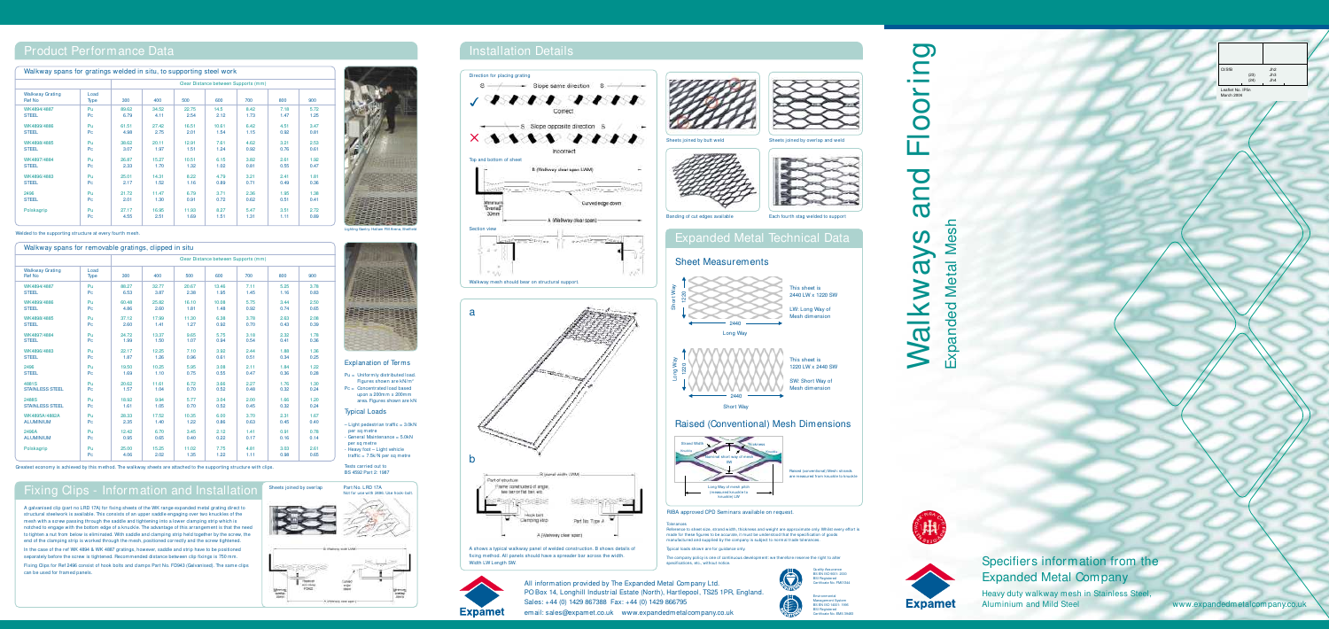# Walkways and Flooring

## Expanded Metal Mesh

## Product Performance Data

### Walkway spans for gratings welded in situ, to supporting steel work

| Walkway Grating Ref No | Load Type | Clear Distance between Supports (mm) | | | | | | |
|---|---|---|---|---|---|---|---|---|
| | | 300 | 400 | 500 | 600 | 700 | 800 | 900 |
| WK4894/4687 STEEL | Pu<br>Pc | 69.62<br>6.79 | 34.52<br>4.11 | 22.75<br>2.54 | 14.5<br>2.12 | 8.42<br>1.73 | 7.18<br>1.47 | 5.72<br>1.25 |
| WK4899/4686 STEEL | Pu<br>Pc | 61.51<br>4.98 | 27.42<br>2.75 | 16.51<br>2.01 | 10.61<br>1.54 | 8.42<br>1.15 | 4.51<br>0.92 | 3.47<br>0.81 |
| WK4898/4685 STEEL | Pu<br>Pc | 38.62<br>3.07 | 20.11<br>1.97 | 12.91<br>1.51 | 7.61<br>1.24 | 4.62<br>0.92 | 3.21<br>0.76 | 2.53<br>0.61 |
| WK4897/4684 STEEL | Pu<br>Pc | 26.87<br>2.33 | 15.27<br>1.70 | 10.51<br>1.32 | 6.15<br>1.02 | 3.82<br>0.81 | 2.61<br>0.55 | 1.92<br>0.47 |
| WK4896/4683 STEEL | Pu<br>Pc | 25.01<br>2.17 | 14.31<br>1.52 | 8.22<br>1.16 | 4.79<br>0.89 | 3.21<br>0.71 | 2.41<br>0.49 | 1.81<br>0.38 |
| 2496 STEEL | Pu<br>Pc | 21.72<br>2.01 | 11.47<br>1.30 | 6.79<br>0.91 | 3.71<br>0.72 | 2.36<br>0.62 | 1.95<br>0.51 | 1.36<br>0.41 |
| Polskagrip | Pu<br>Pc | 27.17<br>4.55 | 16.95<br>2.51 | 11.50<br>1.69 | 8.27<br>1.51 | 5.47<br>1.31 | 3.51<br>1.11 | 2.72<br>0.89 |

Welded to the supporting structure at every fourth mesh.

Lighting Gantry Hallam FM Arena, Sheffield

### Walkway spans for removable gratings, clipped in situ

| Walkway Grating Ref No | Load Type | Clear Distance between Supports (mm) | | | | | | |
|---|---|---|---|---|---|---|---|---|
| | | 300 | 400 | 500 | 600 | 700 | 800 | 900 |
| WK4894/4687 STEEL | Pu<br>Pc | 86.27<br>6.53 | 32.77<br>3.87 | 20.67<br>2.38 | 13.46<br>1.95 | 7.11<br>1.45 | 5.25<br>1.16 | 3.78<br>0.83 |
| WK4899/4686 STEEL | Pu<br>Pc | 60.48<br>4.86 | 25.82<br>2.60 | 16.10<br>1.81 | 10.08<br>1.48 | 5.75<br>0.92 | 3.44<br>0.74 | 2.50<br>0.65 |
| WK4898/4685 STEEL | Pu<br>Pc | 37.12<br>2.60 | 17.99<br>1.41 | 11.30<br>1.27 | 6.38<br>0.92 | 3.78<br>0.70 | 2.63<br>0.43 | 2.06<br>0.39 |
| WK4897/4684 STEEL | Pu<br>Pc | 24.72<br>1.99 | 13.37<br>1.50 | 9.63<br>1.07 | 5.75<br>0.94 | 3.18<br>0.54 | 2.32<br>0.41 | 1.78<br>0.36 |
| WK4896/4683 STEEL | Pu<br>Pc | 22.17<br>1.87 | 12.25<br>1.26 | 7.10<br>0.96 | 3.92<br>0.61 | 2.44<br>0.51 | 1.88<br>0.34 | 1.38<br>0.25 |
| 2496 STEEL | Pu<br>Pc | 19.50<br>1.69 | 10.25<br>1.10 | 5.95<br>0.75 | 3.08<br>0.55 | 2.11<br>0.47 | 1.84<br>0.36 | 1.22<br>0.28 |
| 4891S STAINLESS STEEL | Pu<br>Pc | 20.62<br>1.57 | 11.61<br>1.04 | 6.72<br>0.70 | 3.66<br>0.52 | 2.27<br>0.48 | 1.76<br>0.32 | 1.30<br>0.24 |
| 2496S STAINLESS STEEL | Pu<br>Pc | 18.93<br>1.61 | 9.94<br>1.05 | 5.77<br>0.70 | 3.04<br>0.52 | 2.00<br>0.45 | 1.60<br>0.32 | 1.20<br>0.24 |
| WK4893A/4882A ALUMINIUM | Pu<br>Pc | 28.33<br>2.35 | 17.52<br>1.40 | 10.35<br>1.22 | 6.00<br>0.86 | 3.70<br>0.63 | 2.31<br>0.45 | 1.67<br>0.40 |
| 2496A ALUMINIUM | Pu<br>Pc | 12.42<br>0.95 | 6.70<br>0.65 | 3.45<br>0.40 | 2.12<br>0.22 | 1.41<br>0.17 | 0.81<br>0.16 | 0.78<br>0.14 |
| Polskagrip | Pu<br>Pc | 25.00<br>4.06 | 15.25<br>2.02 | 11.02<br>1.35 | 7.75<br>1.22 | 4.81<br>1.11 | 3.03<br>0.98 | 2.61<br>0.65 |

Greatest economy is achieved by this method. The walkway sheets are attached to the supporting structure with clips.

### Explanation of Terms

Pu = Uniformly distributed load. Figures shown are kN/m²

Pc = Concentrated load based upon a 200mm x 200mm area. Figures shown are kN

### Typical Loads

- Light pedestrian traffic = 3.0kN per sq metre
- General Maintenance = 5.0kN per sq metre
- Heavy foot – Light vehicle traffic = 7.5kN per sq metre

Tests carried out to BS 4592:Part 2: 1987

## Fixing Clips - Information and Installation

A galvanised clip (part no LRD 17A) for fixing sheets of the WK range expanded metal grating direct to structural steelwork is available. This consists of an upper saddle engaging over two knuckles of the mesh with a screw passing through the saddle and tightening into a lower clamping strip which is notched to engage with the bottom edge of a knuckle. The advantage of this arrangement is that the need to tighten a nut from below is eliminated. With saddle and clamping strip held together by the screw, the end of the clamping strip is worked through the mesh, positioned correctly and the screw tightened.

In the case of the ref WK 4894 & WK 4687 gratings, however, saddle and strip have to be positioned separately before the screw is tightened. Recommended distance between clip fixings is 750 mm.

Fixing Clips for Ref 2496 consist of hook bolts and clamps Part No. FD943 (Galvanised). The same clips can be used for framed panels.

Sheets joined by overlap

Part No. LRD 17A
Not for use with 2496. Use hook bolt.

B (Walkway short span LWM)

Minimum overlap 30mm — Hexagon-headed bolt FD943 — Curved angle clamp — Minimum overlap 30mm

A (Walkway clear span)

## Installation Details

Direction for placing grating

Slope same direction — Correct

Slope opposite direction — Incorrect

Top and bottom of sheet

B (Walkway clear span LWM)

Minimum thread 30mm — Curved edge down

A Walkway clear span

Section view

Walkway mesh should bear on structural support.

a

b

B (panel width LWM)

Part of structure (frame constructed of angle, tee section flat bar, etc)

Hook bolt — Clamping strip — Part No. Type A

A (Walkway clear span)

A shows a typical walkway panel of welded construction. B shows details of fixing method. All panels should have a spreader bar across the width. Width LW Length SW.

Sheets joined by butt weld

Sheets joined by overlap and weld

Banding of cut edges available

Each fourth strag welded to support

## Expanded Metal Technical Data

### Sheet Measurements

Short Way 1220 — 2440 Long Way

This sheet is 2440 LW x 1220 SW

LW: Long Way of Mesh dimension

Long Way 1220 — 2440 Short Way

This sheet is 1220 LW x 2440 SW

SW: Short Way of Mesh dimension

### Raised (Conventional) Mesh Dimensions

Strand Width — Thickness — Knuckle — Knuckle — Nominal short way of mesh SW — Long Way of mesh pitch (measured knuckle to knuckle) LW

Raised (conventional) Mesh: strands are measured from knuckle to knuckle

RIBA approved CPD Seminars available on request.

Tolerances

Reference to sheet size, strand width, thickness and weight are approximate only. Whilst every effort is made for these figures to be accurate, it must be understood that the specification of goods manufactured and supplied by the company is subject to normal trade tolerances.

Typical loads shown are for guidance only.

The company policy is one of continuous development: we therefore reserve the right to alter specifications, etc., without notice.

All information provided by The Expanded Metal Company Ltd.
PO Box 14, Longhill Industrial Estate (North), Hartlepool, TS25 1PR, England.
Sales: +44 (0) 1429 867388 Fax: +44 (0) 1429 866795
email: sales@expamet.co.uk www.expandedmetalcompany.co.uk

Quality Assurance BS EN ISO 9001: 2000 BSI Registered Certificate No. FM01364

Environmental Management System BS EN ISO 14001: 1996 BSI Registered Certificate No. EMS 39402

Expamet

CI/SfB (23) (24) Jh2 Jh3 Jh4

Leaflet No. IFlo
March 2006

## Specifiers information from the Expanded Metal Company

Heavy duty walkway mesh in Stainless Steel, Aluminium and Mild Steel

www.expandedmetalcompany.co.uk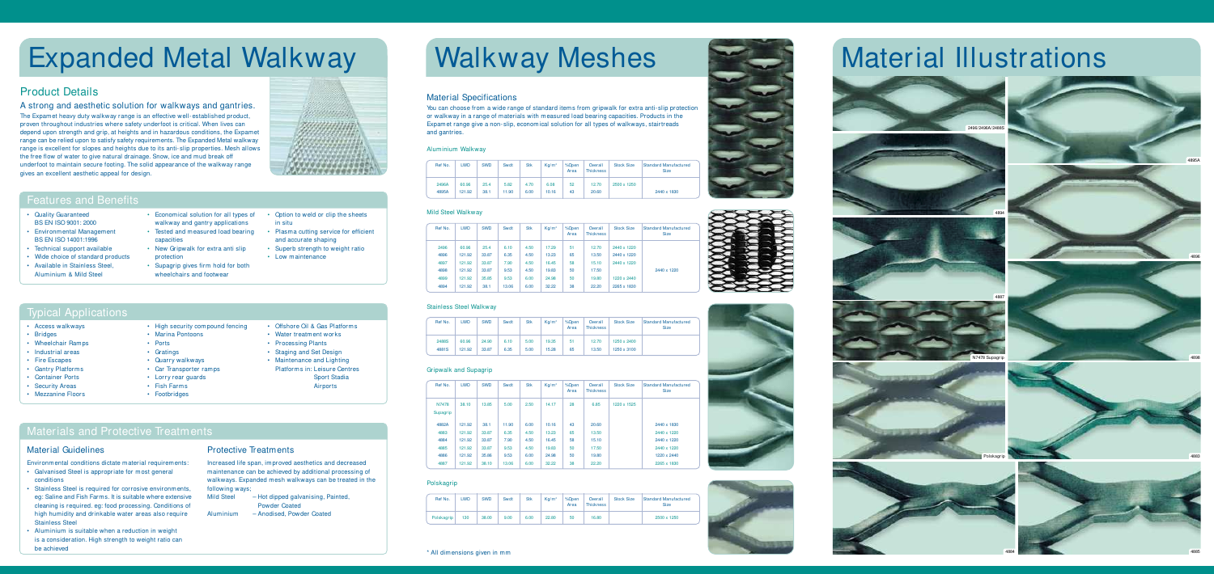# Expanded Metal Walkway

## Product Details

### A strong and aesthetic solution for walkways and gantries.

The Expamet heavy duty walkway range is an effective well-established product, proven throughout industries where safety underfoot is critical. When lives can depend upon strength and grip, at heights and in hazardous conditions, the Expamet range can be relied upon to satisfy safety requirements. The Expanded Metal walkway range is excellent for slopes and heights due to its anti-slip properties. Mesh allows the free flow of water to give natural drainage. Snow, ice and mud break off underfoot to maintain secure footing. The solid appearance of the walkway range gives an excellent aesthetic appeal for design.

## Features and Benefits

- Quality Guaranteed BS EN ISO 9001: 2000
- Environmental Management BS EN ISO 14001:1996
- Technical support available
- Wide choice of standard products
- Available in Stainless Steel, Aluminium & Mild Steel
- Economical solution for all types of walkway and gantry applications
- Tested and measured load bearing capacities
- New Gripwalk for extra anti slip protection
- Supagrip gives firm hold for both wheelchairs and footwear
- Option to weld or clip the sheets in situ
- Plasma cutting service for efficient and accurate shaping
- Superb strength to weight ratio
- Low maintenance

## Typical Applications

- Access walkways
- Bridges
- Wheelchair Ramps
- Industrial areas
- Fire Escapes
- Gantry Platforms
- Container Ports
- Security Areas
- Mezzanine Floors
- High security compound fencing
- Marina Pontoons
- Ports
- Gratings
- Quarry walkways
- Car Transporter ramps
- Lorry rear guards
- Fish Farms
- Footbridges
- Offshore Oil & Gas Platforms
- Water treatment works
- Processing Plants
- Staging and Set Design
- Maintenance and Lighting Platforms in: Leisure Centres, Sport Stadia, Airports

## Materials and Protective Treatments

### Material Guidelines

Environmental conditions dictate material requirements:

- Galvanised Steel is appropriate for most general conditions
- Stainless Steel is required for corrosive environments, eg: Saline and Fish Farms. It is suitable where extensive cleaning is required. eg: food processing. Conditions of high humidity and drinkable water areas also require Stainless Steel
- Aluminium is suitable when a reduction in weight is a consideration. High strength to weight ratio can be achieved

### Protective Treatments

Increased life span, improved aesthetics and decreased maintenance can be achieved by additional processing of walkways. Expanded mesh walkways can be treated in the following ways;

Mild Steel – Hot dipped galvanising, Painted, Powder Coated

Aluminium – Anodised, Powder Coated

# Walkway Meshes

## Material Specifications

You can choose from a wide range of standard items from gripwalk for extra anti-slip protection or walkway in a range of materials with measured load bearing capacities. Products in the Expamet range give a non-slip, economical solution for all types of walkways, stairtreads and gantries.

### Aluminium Walkway

| Ref No. | LWD | SWD | Swdt | Stk | Kg/m² | %Open Area | Overall Thickness | Stock Size | Standard Manufactured Size |
|---|---|---|---|---|---|---|---|---|---|
| 2496A | 60.96 | 25.4 | 5.62 | 4.70 | 6.09 | 52 | 12.70 | 2500 x 1250 | |
| 4895A | 121.92 | 38.1 | 11.90 | 6.00 | 10.16 | 43 | 20.60 | | 2440 x 1830 |

### Mild Steel Walkway

| Ref No. | LWD | SWD | Swdt | Stk | Kg/m² | %Open Area | Overall Thickness | Stock Size | Standard Manufactured Size |
|---|---|---|---|---|---|---|---|---|---|
| 2496 | 60.96 | 25.4 | 6.10 | 4.50 | 17.29 | 51 | 12.70 | 2440 x 1220 | |
| 4896 | 121.92 | 33.87 | 6.35 | 4.50 | 13.23 | 65 | 13.50 | 2440 x 1220 | |
| 4897 | 121.92 | 33.87 | 7.90 | 4.50 | 16.45 | 58 | 15.10 | 2440 x 1220 | |
| 4898 | 121.92 | 33.87 | 9.53 | 4.50 | 19.63 | 50 | 17.50 | | 2440 x 1220 |
| 4899 | 121.92 | 35.85 | 9.53 | 6.00 | 24.98 | 50 | 19.80 | 1220 x 2440 | |
| 4894 | 121.92 | 38.1 | 13.06 | 6.00 | 32.22 | 38 | 22.20 | 2265 x 1830 | |

### Stainless Steel Walkway

| Ref No. | LWD | SWD | Swdt | Stk | Kg/m² | %Open Area | Overall Thickness | Stock Size | Standard Manufactured Size |
|---|---|---|---|---|---|---|---|---|---|
| 2496S | 60.96 | 24.90 | 6.10 | 5.00 | 19.35 | 51 | 12.70 | 1250 x 2400 | |
| 4891S | 121.92 | 33.87 | 6.35 | 5.00 | 15.26 | 65 | 13.50 | 1250 x 3100 | |

### Gripwalk and Supagrip

| Ref No. | LWD | SWD | Swdt | Stk | Kg/m² | %Open Area | Overall Thickness | Stock Size | Standard Manufactured Size |
|---|---|---|---|---|---|---|---|---|---|
| N7478 Supagrip | 28.10 | 13.85 | 5.00 | 2.50 | 14.17 | 28 | 6.65 | 1220 x 1525 | |
| 4862A | 121.92 | 38.1 | 11.90 | 6.00 | 10.16 | 43 | 20.60 | | 2440 x 1830 |
| 4863 | 121.92 | 33.87 | 6.35 | 4.50 | 13.23 | 65 | 13.50 | | 2440 x 1220 |
| 4864 | 121.92 | 33.87 | 7.90 | 4.50 | 16.45 | 58 | 15.10 | | 2440 x 1220 |
| 4865 | 121.92 | 33.87 | 9.53 | 4.50 | 19.63 | 50 | 17.50 | | 2440 x 1220 |
| 4866 | 121.92 | 35.86 | 9.53 | 6.00 | 24.98 | 50 | 19.80 | | 1220 x 2440 |
| 4867 | 121.92 | 38.10 | 13.06 | 6.00 | 32.22 | 38 | 22.20 | | 2263 x 1830 |

### Polskagrip

| Ref No. | LWD | SWD | Swdt | Stk | Kg/m² | %Open Area | Overall Thickness | Stock Size | Standard Manufactured Size |
|---|---|---|---|---|---|---|---|---|---|
| Polskagrip | 130 | 38.00 | 9.00 | 6.00 | 22.00 | 50 | 16.00 | | 2500 x 1250 |

\* All dimensions given in mm

# Material Illustrations

2496/2496A/2496S

4895A

4894

4896

4897

N7478 Supagrip

4898

Polskagrip

4863

4884

4865